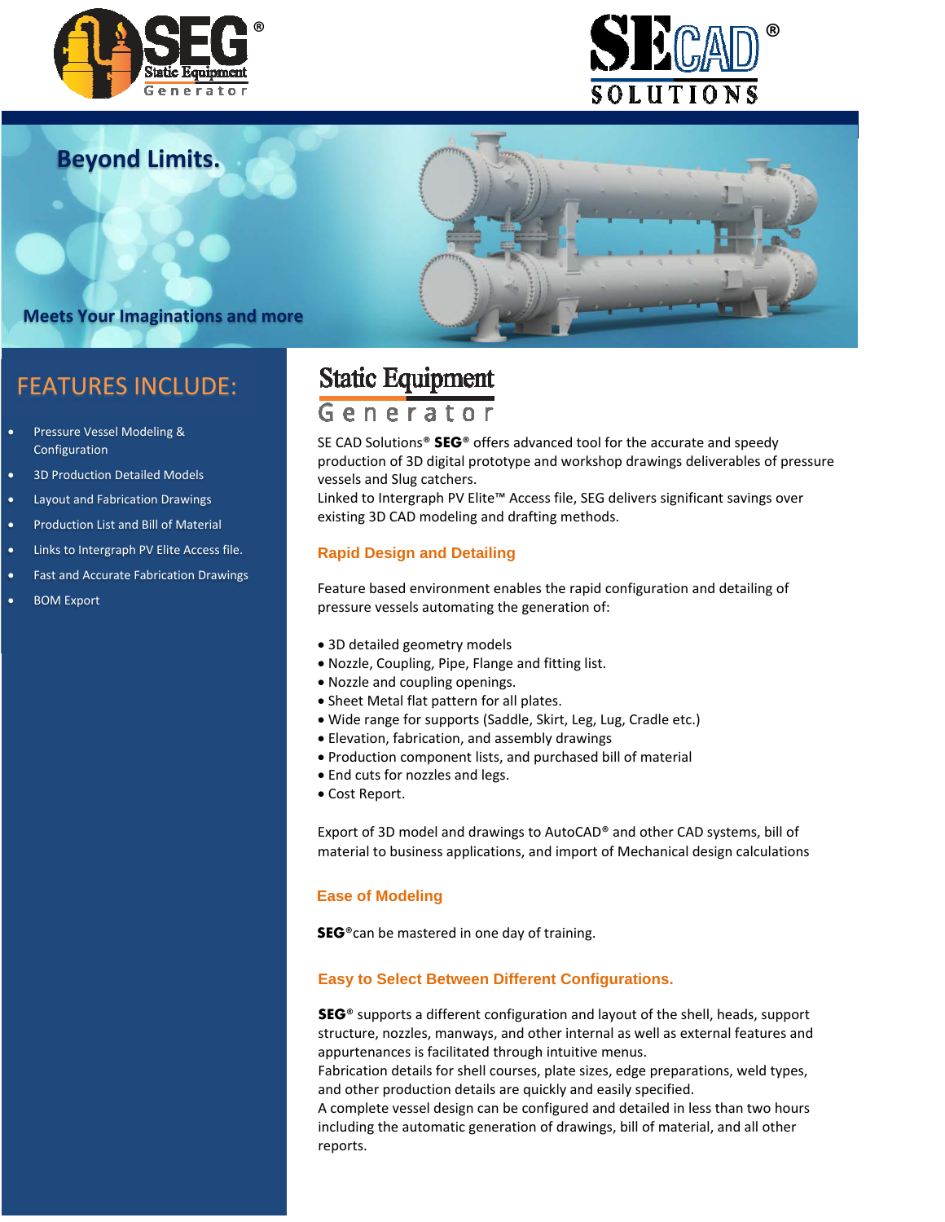SEG® Static Equipment Generator

SECAD® SOLUTIONS

# Beyond Limits.

Meets Your Imaginations and more

## FEATURES INCLUDE:

- Pressure Vessel Modeling & Configuration
- 3D Production Detailed Models
- Layout and Fabrication Drawings
- Production List and Bill of Material
- Links to Intergraph PV Elite Access file.
- Fast and Accurate Fabrication Drawings
- BOM Export

## Static Equipment Generator

SE CAD Solutions® **SEG**® offers advanced tool for the accurate and speedy production of 3D digital prototype and workshop drawings deliverables of pressure vessels and Slug catchers.
Linked to Intergraph PV Elite™ Access file, SEG delivers significant savings over existing 3D CAD modeling and drafting methods.

### Rapid Design and Detailing

Feature based environment enables the rapid configuration and detailing of pressure vessels automating the generation of:

- 3D detailed geometry models
- Nozzle, Coupling, Pipe, Flange and fitting list.
- Nozzle and coupling openings.
- Sheet Metal flat pattern for all plates.
- Wide range for supports (Saddle, Skirt, Leg, Lug, Cradle etc.)
- Elevation, fabrication, and assembly drawings
- Production component lists, and purchased bill of material
- End cuts for nozzles and legs.
- Cost Report.

Export of 3D model and drawings to AutoCAD® and other CAD systems, bill of material to business applications, and import of Mechanical design calculations

### Ease of Modeling

**SEG**®can be mastered in one day of training.

### Easy to Select Between Different Configurations.

**SEG**® supports a different configuration and layout of the shell, heads, support structure, nozzles, manways, and other internal as well as external features and appurtenances is facilitated through intuitive menus.
Fabrication details for shell courses, plate sizes, edge preparations, weld types, and other production details are quickly and easily specified.
A complete vessel design can be configured and detailed in less than two hours including the automatic generation of drawings, bill of material, and all other reports.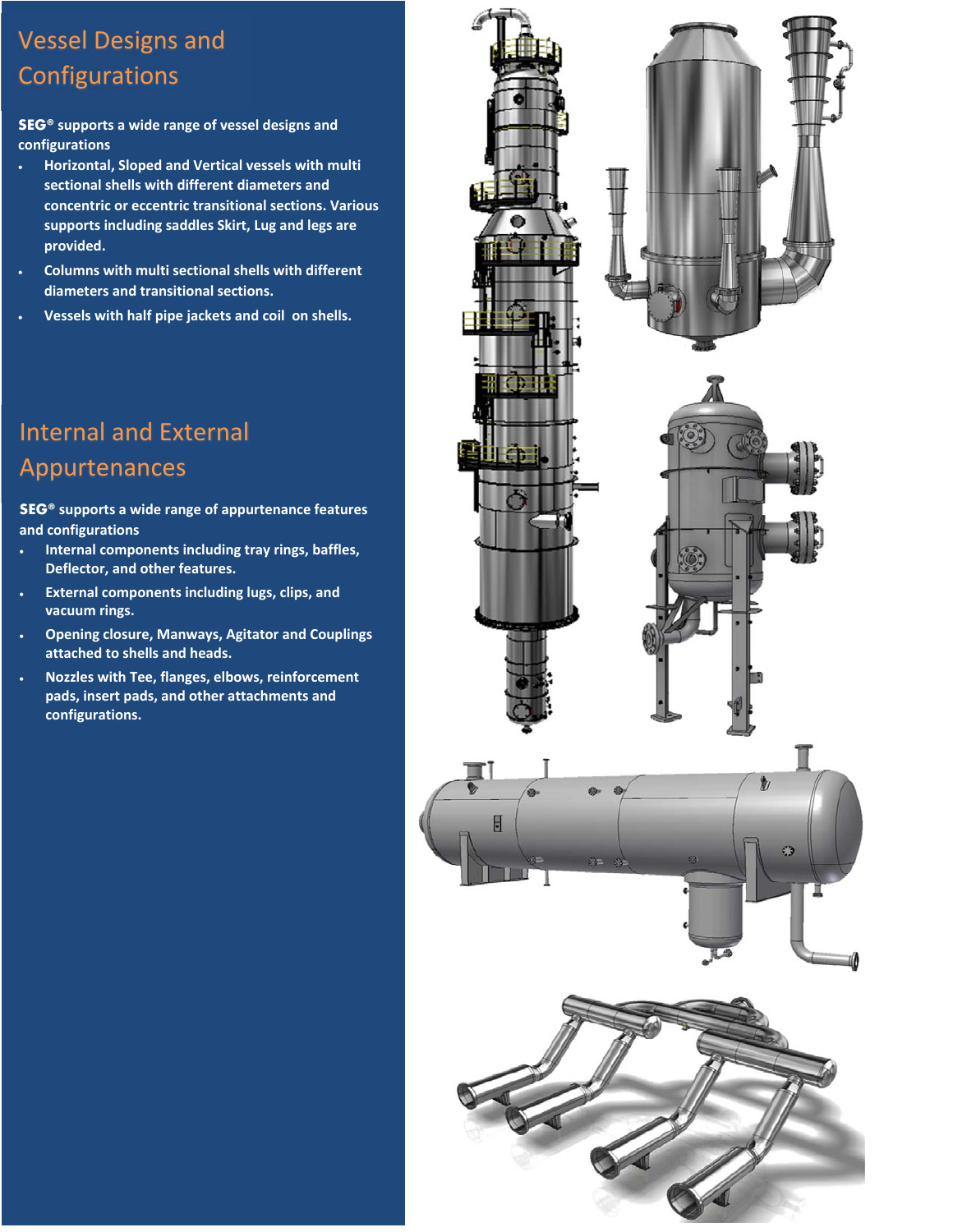## Vessel Designs and Configurations

**SEG® supports a wide range of vessel designs and configurations**

- **Horizontal, Sloped and Vertical vessels with multi sectional shells with different diameters and concentric or eccentric transitional sections. Various supports including saddles Skirt, Lug and legs are provided.**
- **Columns with multi sectional shells with different diameters and transitional sections.**
- **Vessels with half pipe jackets and coil on shells.**

## Internal and External Appurtenances

**SEG® supports a wide range of appurtenance features and configurations**

- **Internal components including tray rings, baffles, Deflector, and other features.**
- **External components including lugs, clips, and vacuum rings.**
- **Opening closure, Manways, Agitator and Couplings attached to shells and heads.**
- **Nozzles with Tee, flanges, elbows, reinforcement pads, insert pads, and other attachments and configurations.**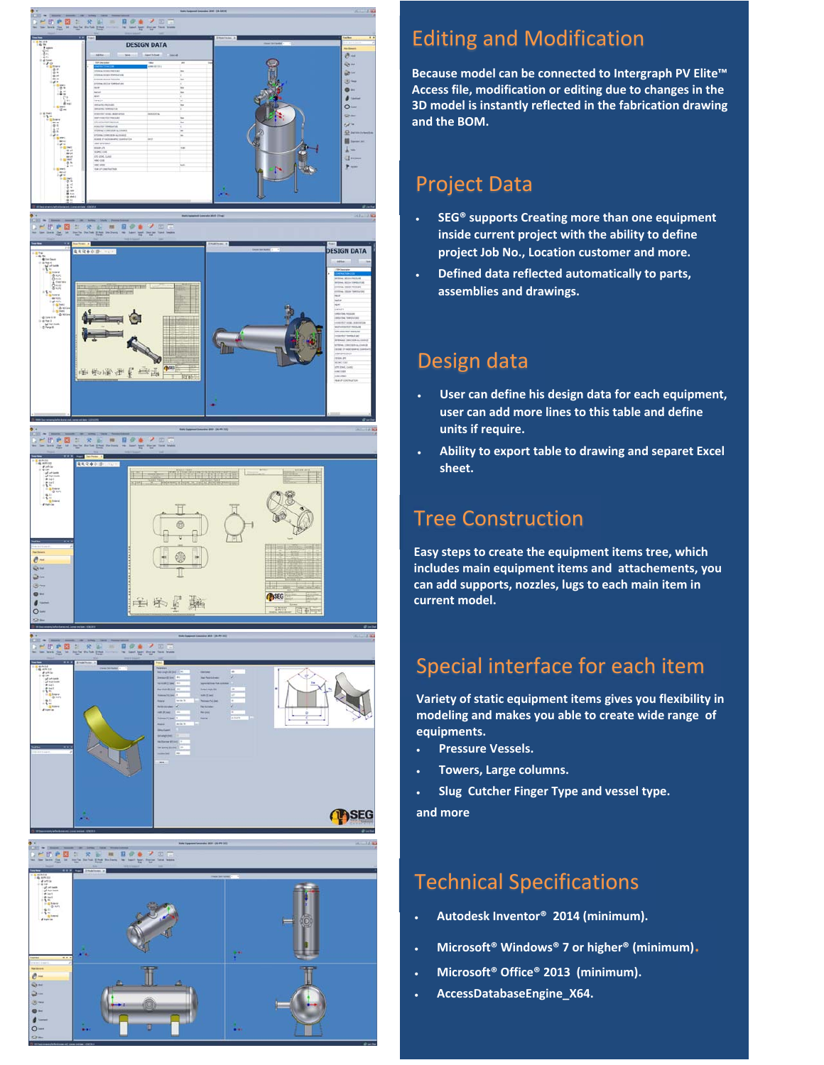## Editing and Modification

**Because model can be connected to Intergraph PV Elite™ Access file, modification or editing due to changes in the 3D model is instantly reflected in the fabrication drawing and the BOM.**

## Project Data

- **SEG® supports Creating more than one equipment inside current project with the ability to define project Job No., Location customer and more.**
- **Defined data reflected automatically to parts, assemblies and drawings.**

## Design data

- **User can define his design data for each equipment, user can add more lines to this table and define units if require.**
- **Ability to export table to drawing and separet Excel sheet.**

## Tree Construction

**Easy steps to create the equipment items tree, which includes main equipment items and attachements, you can add supports, nozzles, lugs to each main item in current model.**

## Special interface for each item

**Variety of static equipment items gives you flexibility in modeling and makes you able to create wide range of equipments.**

- **Pressure Vessels.**
- **Towers, Large columns.**
- **Slug Cutcher Finger Type and vessel type.**

**and more**

## Technical Specifications

- **Autodesk Inventor® 2014 (minimum).**
- **Microsoft® Windows® 7 or higher® (minimum).**
- **Microsoft® Office® 2013 (minimum).**
- **AccessDatabaseEngine_X64.**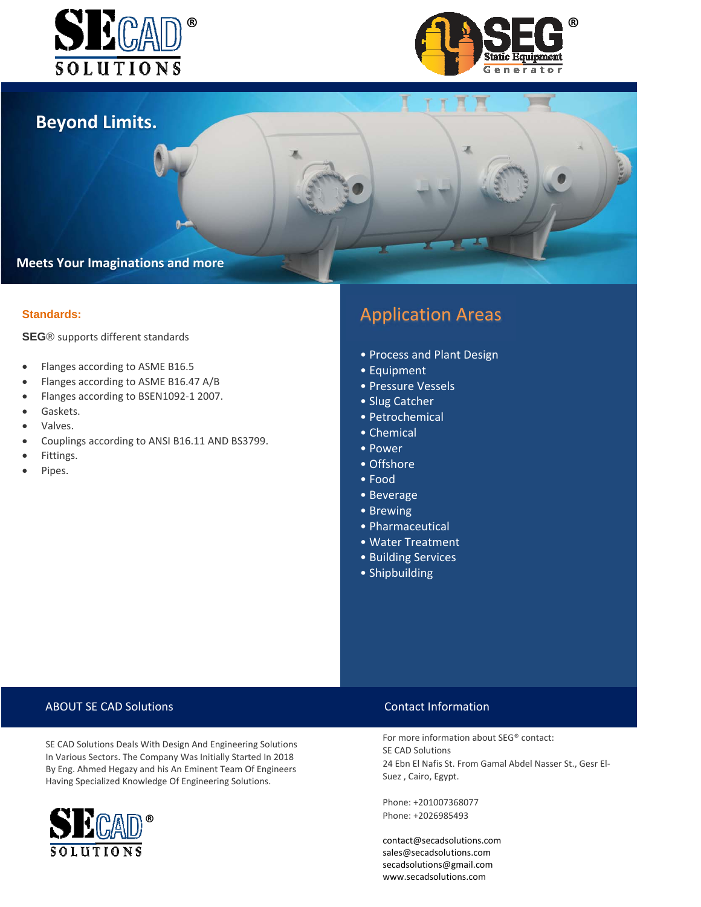SECAD® SOLUTIONS

SEG® Static Equipment Generator

**Beyond Limits.**

**Meets Your Imaginations and more**

## Standards:

**SEG**® supports different standards

- Flanges according to ASME B16.5
- Flanges according to ASME B16.47 A/B
- Flanges according to BSEN1092-1 2007.
- Gaskets.
- Valves.
- Couplings according to ANSI B16.11 AND BS3799.
- Fittings.
- Pipes.

## Application Areas

- Process and Plant Design
- Equipment
- Pressure Vessels
- Slug Catcher
- Petrochemical
- Chemical
- Power
- Offshore
- Food
- Beverage
- Brewing
- Pharmaceutical
- Water Treatment
- Building Services
- Shipbuilding

## ABOUT SE CAD Solutions

SE CAD Solutions Deals With Design And Engineering Solutions In Various Sectors. The Company Was Initially Started In 2018 By Eng. Ahmed Hegazy and his An Eminent Team Of Engineers Having Specialized Knowledge Of Engineering Solutions.

SECAD® SOLUTIONS

## Contact Information

For more information about SEG® contact:
SE CAD Solutions
24 Ebn El Nafis St. From Gamal Abdel Nasser St., Gesr El-Suez , Cairo, Egypt.

Phone: +201007368077
Phone: +2026985493

contact@secadsolutions.com
sales@secadsolutions.com
secadsolutions@gmail.com
www.secadsolutions.com